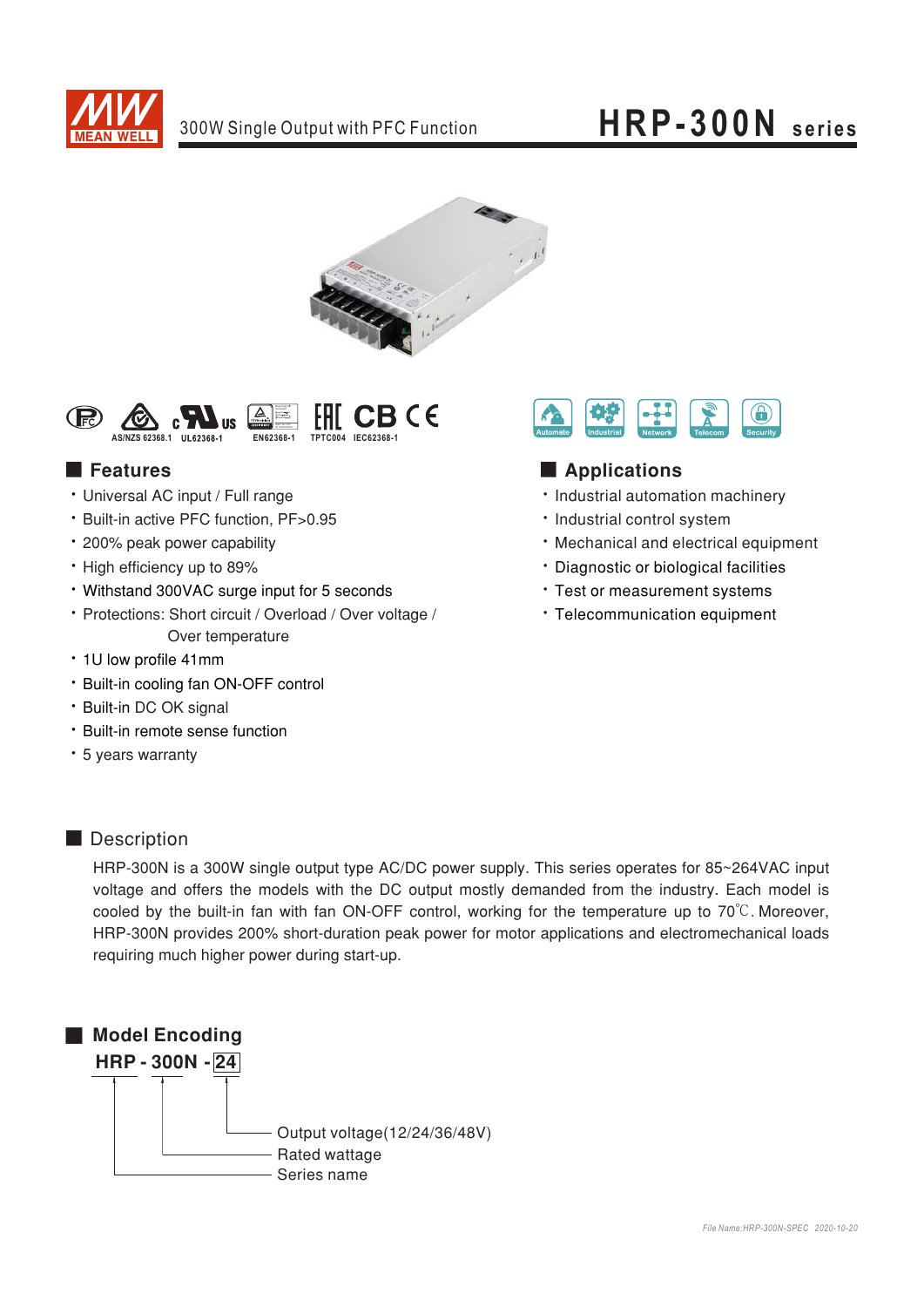# HRP-300N series

300W Single Output with PFC Function

AS/NZS 62368.1 UL62368-1 EN62368-1 TPTC004 IEC62368-1

## Features

- Universal AC input / Full range
- Built-in active PFC function, PF>0.95
- 200% peak power capability
- High efficiency up to 89%
- Withstand 300VAC surge input for 5 seconds
- Protections: Short circuit / Overload / Over voltage / Over temperature
- 1U low profile 41mm
- Built-in cooling fan ON-OFF control
- Built-in DC OK signal
- Built-in remote sense function
- 5 years warranty

## Applications

- Industrial automation machinery
- Industrial control system
- Mechanical and electrical equipment
- Diagnostic or biological facilities
- Test or measurement systems
- Telecommunication equipment

## Description

HRP-300N is a 300W single output type AC/DC power supply. This series operates for 85~264VAC input voltage and offers the models with the DC output mostly demanded from the industry. Each model is cooled by the built-in fan with fan ON-OFF control, working for the temperature up to 70℃. Moreover, HRP-300N provides 200% short-duration peak power for motor applications and electromechanical loads requiring much higher power during start-up.

## Model Encoding

**HRP - 300N - 24**

- HRP: Series name
- 300N: Rated wattage
- 24: Output voltage(12/24/36/48V)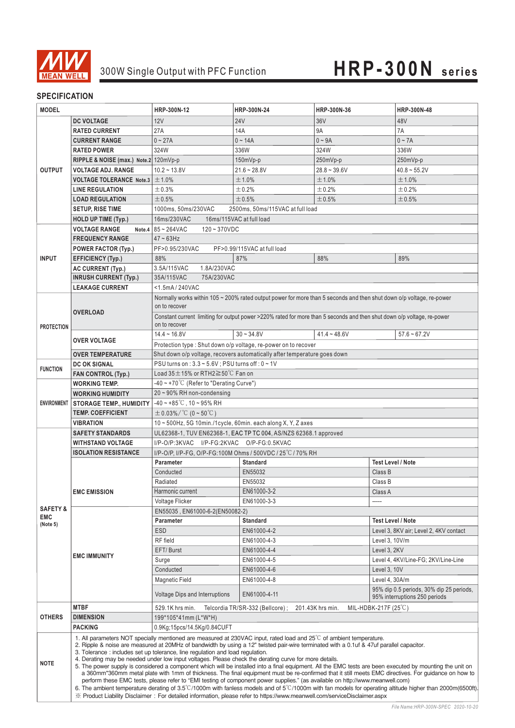# HRP-300N series

300W Single Output with PFC Function

## SPECIFICATION

| MODEL | | HRP-300N-12 | HRP-300N-24 | HRP-300N-36 | HRP-300N-48 |
|---|---|---|---|---|---|
| OUTPUT | DC VOLTAGE | 12V | 24V | 36V | 48V |
| | RATED CURRENT | 27A | 14A | 9A | 7A |
| | CURRENT RANGE | 0 ~ 27A | 0 ~ 14A | 0 ~ 9A | 0 ~ 7A |
| | RATED POWER | 324W | 336W | 324W | 336W |
| | RIPPLE & NOISE (max.) Note.2 | 120mVp-p | 150mVp-p | 250mVp-p | 250mVp-p |
| | VOLTAGE ADJ. RANGE | 10.2 ~ 13.8V | 21.6 ~ 28.8V | 28.8 ~ 39.6V | 40.8 ~ 55.2V |
| | VOLTAGE TOLERANCE Note.3 | ±1.0% | ±1.0% | ±1.0% | ±1.0% |
| | LINE REGULATION | ±0.3% | ±0.2% | ±0.2% | ±0.2% |
| | LOAD REGULATION | ±0.5% | ±0.5% | ±0.5% | ±0.5% |
| | SETUP, RISE TIME | 1000ms, 50ms/230VAC 2500ms, 50ms/115VAC at full load | | | |
| | HOLD UP TIME (Typ.) | 16ms/230VAC 16ms/115VAC at full load | | | |
| INPUT | VOLTAGE RANGE Note.4 | 85 ~ 264VAC 120 ~ 370VDC | | | |
| | FREQUENCY RANGE | 47 ~ 63Hz | | | |
| | POWER FACTOR (Typ.) | PF>0.95/230VAC PF>0.99/115VAC at full load | | | |
| | EFFICIENCY (Typ.) | 88% | 87% | 88% | 89% |
| | AC CURRENT (Typ.) | 3.5A/115VAC 1.8A/230VAC | | | |
| | INRUSH CURRENT (Typ.) | 35A/115VAC 75A/230VAC | | | |
| | LEAKAGE CURRENT | <1.5mA / 240VAC | | | |
| PROTECTION | OVERLOAD | Normally works within 105 ~ 200% rated output power for more than 5 seconds and then shut down o/p voltage, re-power on to recover | | | |
| | | Constant current limiting for output power >220% rated for more than 5 seconds and then shut down o/p voltage, re-power on to recover | | | |
| | OVER VOLTAGE | 14.4 ~ 16.8V | 30 ~ 34.8V | 41.4 ~ 48.6V | 57.6 ~ 67.2V |
| | | Protection type : Shut down o/p voltage, re-power on to recover | | | |
| | OVER TEMPERATURE | Shut down o/p voltage, recovers automatically after temperature goes down | | | |
| FUNCTION | DC OK SIGNAL | PSU turns on : 3.3 ~ 5.6V ; PSU turns off : 0 ~ 1V | | | |
| | FAN CONTROL (Typ.) | Load 35±15% or RTH2≧50℃ Fan on | | | |
| ENVIRONMENT | WORKING TEMP. | -40 ~ +70℃ (Refer to "Derating Curve") | | | |
| | WORKING HUMIDITY | 20 ~ 90% RH non-condensing | | | |
| | STORAGE TEMP., HUMIDITY | -40 ~ +85℃, 10 ~ 95% RH | | | |
| | TEMP. COEFFICIENT | ±0.03%/℃ (0 ~ 50℃) | | | |
| | VIBRATION | 10 ~ 500Hz, 5G 10min./1cycle, 60min. each along X, Y, Z axes | | | |
| SAFETY & EMC (Note 5) | SAFETY STANDARDS | UL62368-1, TUV EN62368-1, EAC TP TC 004, AS/NZS 62368.1 approved | | | |
| | WITHSTAND VOLTAGE | I/P-O/P:3KVAC I/P-FG:2KVAC O/P-FG:0.5KVAC | | | |
| | ISOLATION RESISTANCE | I/P-O/P, I/P-FG, O/P-FG:100M Ohms / 500VDC / 25℃ / 70% RH | | | |
| | EMC EMISSION | **Parameter** | **Standard** | | **Test Level / Note** |
| | | Conducted | EN55032 | | Class B |
| | | Radiated | EN55032 | | Class B |
| | | Harmonic current | EN61000-3-2 | | Class A |
| | | Voltage Flicker | EN61000-3-3 | | ----- |
| | EMC IMMUNITY | EN55035 , EN61000-6-2(EN50082-2) | | | |
| | | **Parameter** | **Standard** | | **Test Level / Note** |
| | | ESD | EN61000-4-2 | | Level 3, 8KV air; Level 2, 4KV contact |
| | | RF field | EN61000-4-3 | | Level 3, 10V/m |
| | | EFT/ Burst | EN61000-4-4 | | Level 3, 2KV |
| | | Surge | EN61000-4-5 | | Level 4, 4KV/Line-FG; 2KV/Line-Line |
| | | Conducted | EN61000-4-6 | | Level 3, 10V |
| | | Magnetic Field | EN61000-4-8 | | Level 4, 30A/m |
| | | Voltage Dips and Interruptions | EN61000-4-11 | | 95% dip 0.5 periods, 30% dip 25 periods, 95% interruptions 250 periods |
| OTHERS | MTBF | 529.1K hrs min. Telcordia TR/SR-332 (Bellcore) ; 201.43K hrs min. MIL-HDBK-217F (25℃) | | | |
| | DIMENSION | 199*105*41mm (L*W*H) | | | |
| | PACKING | 0.9Kg;15pcs/14.5Kg/0.84CUFT | | | |

**NOTE**

1. All parameters NOT specially mentioned are measured at 230VAC input, rated load and 25℃ of ambient temperature.
2. Ripple & noise are measured at 20MHz of bandwidth by using a 12" twisted pair-wire terminated with a 0.1uf & 47uf parallel capacitor.
3. Tolerance : includes set up tolerance, line regulation and load regulation.
4. Derating may be needed under low input voltages. Please check the derating curve for more details.
5. The power supply is considered a component which will be installed into a final equipment. All the EMC tests are been executed by mounting the unit on a 360mm*360mm metal plate with 1mm of thickness. The final equipment must be re-confirmed that it still meets EMC directives. For guidance on how to perform these EMC tests, please refer to "EMI testing of component power supplies." (as available on http://www.meanwell.com)
6. The ambient temperature derating of 3.5℃/1000m with fanless models and of 5℃/1000m with fan models for operating altitude higher than 2000m(6500ft).

※ Product Liability Disclaimer : For detailed information, please refer to https://www.meanwell.com/serviceDisclaimer.aspx

File Name:HRP-300N-SPEC 2020-10-20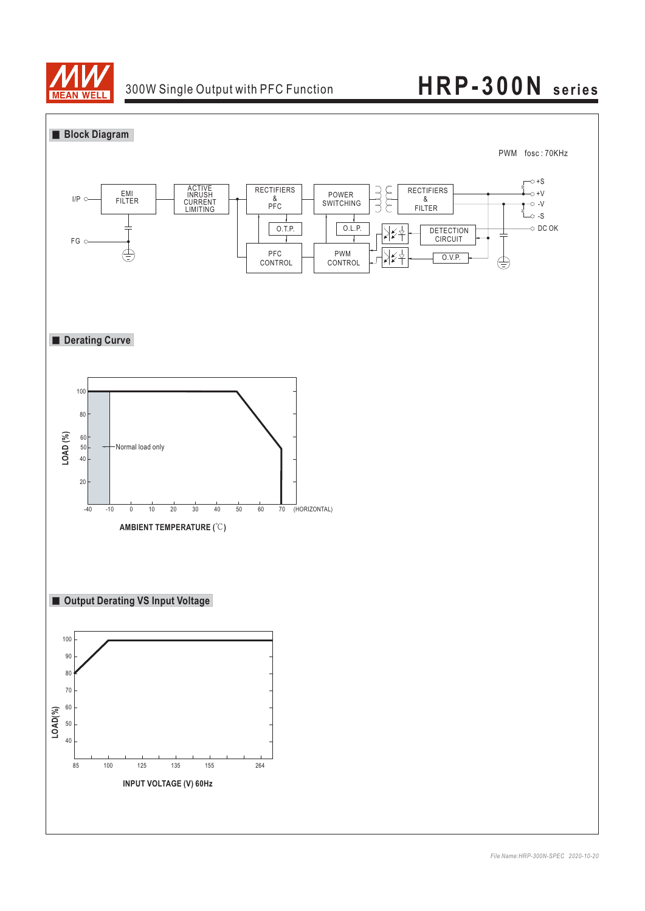## Block Diagram

PWM fosc : 70KHz

I/P, FG, EMI FILTER, ACTIVE INRUSH CURRENT LIMITING, RECTIFIERS & PFC, POWER SWITCHING, RECTIFIERS & FILTER, O.T.P., O.L.P., PFC CONTROL, PWM CONTROL, DETECTION CIRCUIT, O.V.P., +S, +V, -V, -S, DC OK

## Derating Curve

LOAD (%)

100, 80, 60, 50, 40, 20

Normal load only

-40, -10, 0, 10, 20, 30, 40, 50, 60, 70 (HORIZONTAL)

AMBIENT TEMPERATURE (℃)

## Output Derating VS Input Voltage

LOAD(%)

100, 90, 80, 70, 60, 50, 40

85, 100, 125, 135, 155, 264

INPUT VOLTAGE (V) 60Hz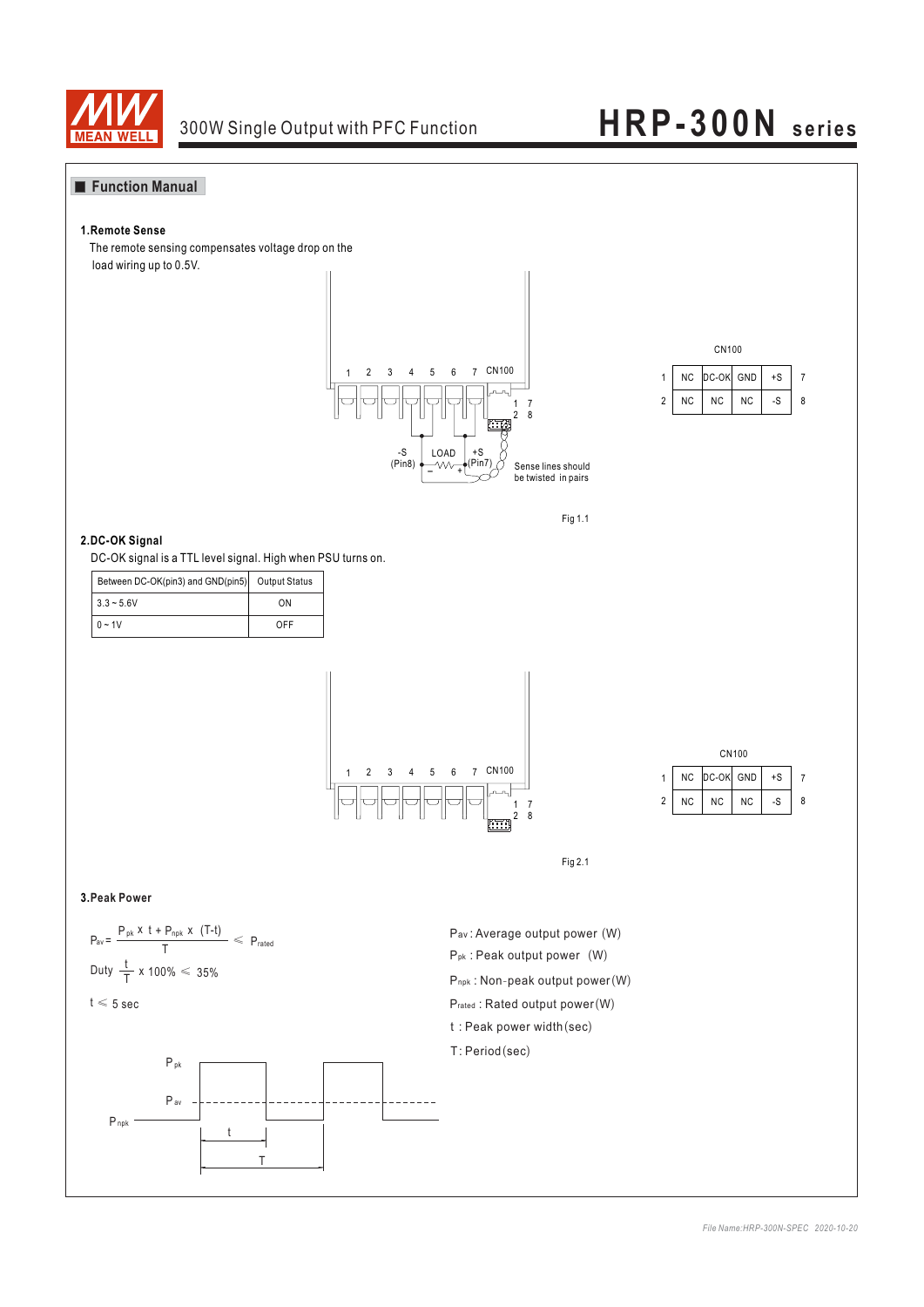## Function Manual

### 1.Remote Sense

The remote sensing compensates voltage drop on the load wiring up to 0.5V.

1 2 3 4 5 6 7 CN100

1 7
2 8

-S (Pin8) LOAD +S (Pin7)

Sense lines should be twisted in pairs

CN100

| | | | | | |
|---|---|---|---|---|---|
| 1 | NC | DC-OK | GND | +S | 7 |
| 2 | NC | NC | NC | -S | 8 |

Fig 1.1

### 2.DC-OK Signal

DC-OK signal is a TTL level signal. High when PSU turns on.

| Between DC-OK(pin3) and GND(pin5) | Output Status |
|---|---|
| 3.3 ~ 5.6V | ON |
| 0 ~ 1V | OFF |

1 2 3 4 5 6 7 CN100

1 7
2 8

CN100

| | | | | | |
|---|---|---|---|---|---|
| 1 | NC | DC-OK | GND | +S | 7 |
| 2 | NC | NC | NC | -S | 8 |

Fig 2.1

### 3.Peak Power

$$P_{av} = \frac{P_{pk} \times t + P_{npk} \times (T-t)}{T} \leqslant P_{rated}$$

$$\text{Duty } \frac{t}{T} \times 100\% \leqslant 35\%$$

$$t \leqslant 5 \text{ sec}$$

$P_{av}$ : Average output power (W)

$P_{pk}$ : Peak output power (W)

$P_{npk}$ : Non-peak output power(W)

$P_{rated}$ : Rated output power(W)

t : Peak power width(sec)

T: Period(sec)

$P_{pk}$

$P_{av}$

$P_{npk}$

t

T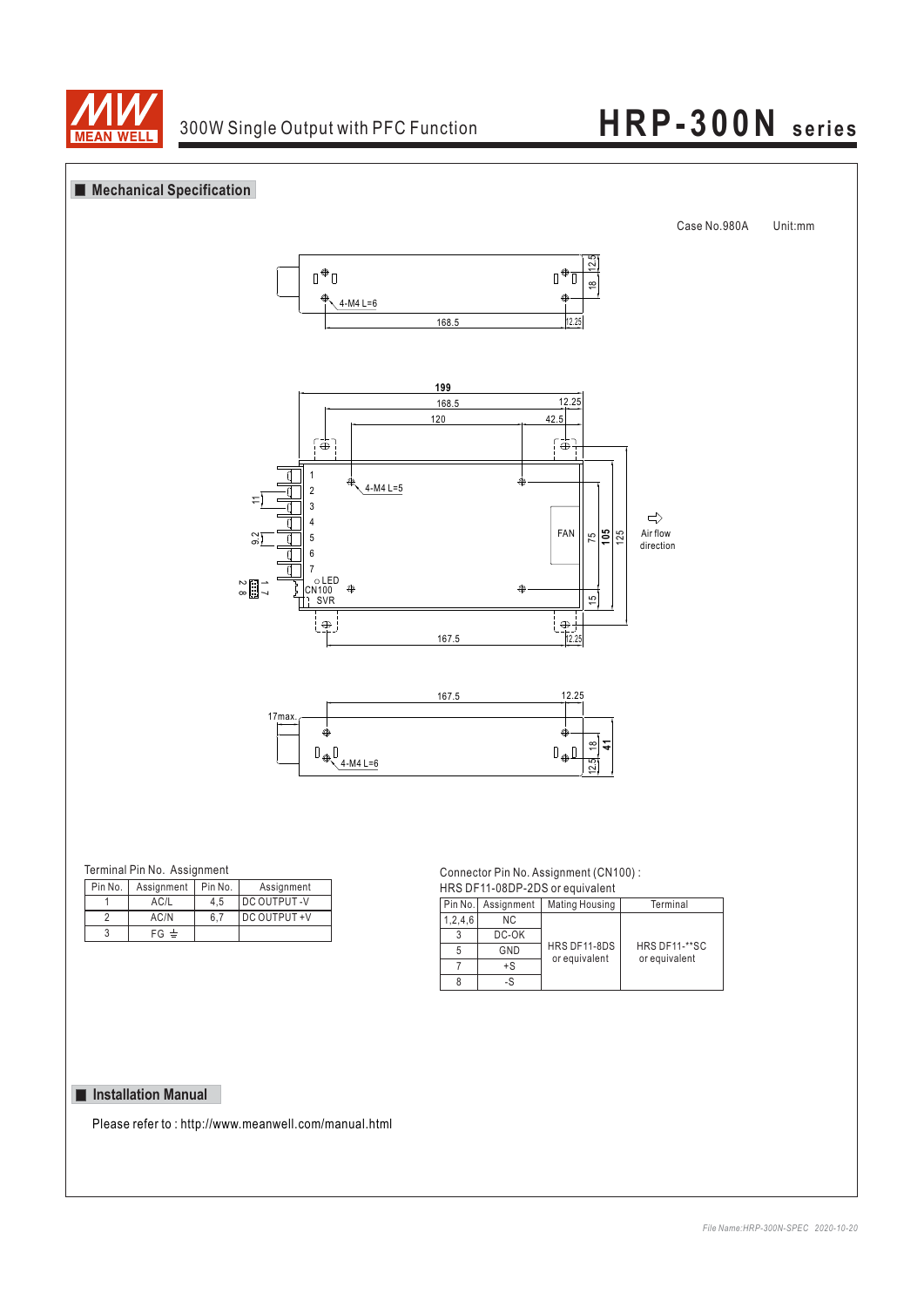300W Single Output with PFC Function

# HRP-300N series

## Mechanical Specification

Case No.980A Unit:mm

12.5
18
4-M4 L=6
168.5
12.25

199
168.5
12.25
120
42.5
1
2
3
4
5
6
7
4-M4 L=5
11
9.2
2 8
1 7
LED
CN100
SVR
FAN
75
105
125
15
Air flow direction
167.5
12.25

167.5
12.25
17max.
4-M4 L=6
18
12.5
41

Terminal Pin No. Assignment

| Pin No. | Assignment | Pin No. | Assignment |
|---|---|---|---|
| 1 | AC/L | 4,5 | DC OUTPUT -V |
| 2 | AC/N | 6,7 | DC OUTPUT +V |
| 3 | FG ⏚ | | |

Connector Pin No. Assignment (CN100) :
HRS DF11-08DP-2DS or equivalent

| Pin No. | Assignment | Mating Housing | Terminal |
|---|---|---|---|
| 1,2,4,6 | NC | HRS DF11-8DS or equivalent | HRS DF11-**SC or equivalent |
| 3 | DC-OK | | |
| 5 | GND | | |
| 7 | +S | | |
| 8 | -S | | |

## Installation Manual

Please refer to : http://www.meanwell.com/manual.html